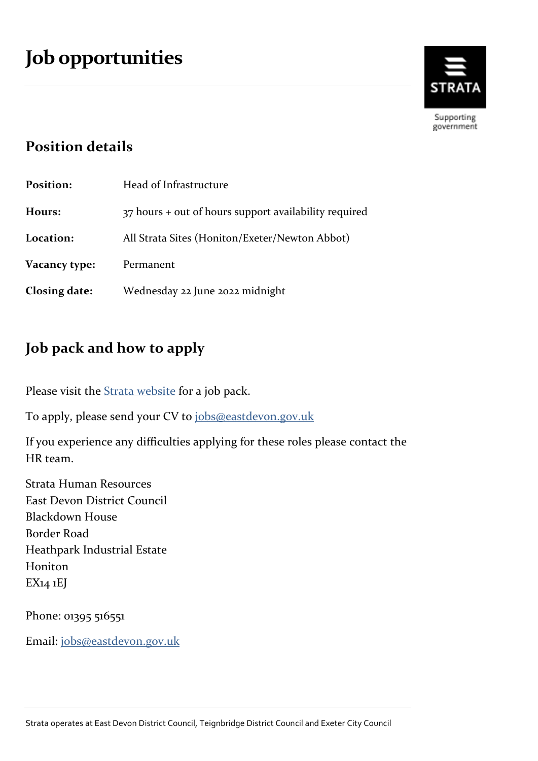# Job opportunities

## Position details

| | |
|---|---|
| **Position:** | Head of Infrastructure |
| **Hours:** | 37 hours + out of hours support availability required |
| **Location:** | All Strata Sites (Honiton/Exeter/Newton Abbot) |
| **Vacancy type:** | Permanent |
| **Closing date:** | Wednesday 22 June 2022 midnight |

## Job pack and how to apply

Please visit the Strata website for a job pack.

To apply, please send your CV to jobs@eastdevon.gov.uk

If you experience any difficulties applying for these roles please contact the HR team.

Strata Human Resources
East Devon District Council
Blackdown House
Border Road
Heathpark Industrial Estate
Honiton
EX14 1EJ

Phone: 01395 516551

Email: jobs@eastdevon.gov.uk

Strata operates at East Devon District Council, Teignbridge District Council and Exeter City Council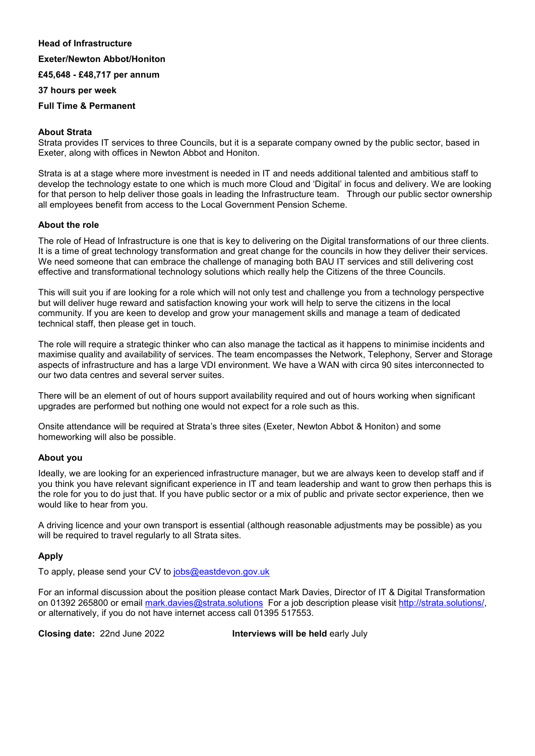**Head of Infrastructure**

**Exeter/Newton Abbot/Honiton**

**£45,648 - £48,717 per annum**

**37 hours per week**

**Full Time & Permanent**

**About Strata**

Strata provides IT services to three Councils, but it is a separate company owned by the public sector, based in Exeter, along with offices in Newton Abbot and Honiton.

Strata is at a stage where more investment is needed in IT and needs additional talented and ambitious staff to develop the technology estate to one which is much more Cloud and 'Digital' in focus and delivery. We are looking for that person to help deliver those goals in leading the Infrastructure team. Through our public sector ownership all employees benefit from access to the Local Government Pension Scheme.

**About the role**

The role of Head of Infrastructure is one that is key to delivering on the Digital transformations of our three clients. It is a time of great technology transformation and great change for the councils in how they deliver their services. We need someone that can embrace the challenge of managing both BAU IT services and still delivering cost effective and transformational technology solutions which really help the Citizens of the three Councils.

This will suit you if are looking for a role which will not only test and challenge you from a technology perspective but will deliver huge reward and satisfaction knowing your work will help to serve the citizens in the local community. If you are keen to develop and grow your management skills and manage a team of dedicated technical staff, then please get in touch.

The role will require a strategic thinker who can also manage the tactical as it happens to minimise incidents and maximise quality and availability of services. The team encompasses the Network, Telephony, Server and Storage aspects of infrastructure and has a large VDI environment. We have a WAN with circa 90 sites interconnected to our two data centres and several server suites.

There will be an element of out of hours support availability required and out of hours working when significant upgrades are performed but nothing one would not expect for a role such as this.

Onsite attendance will be required at Strata's three sites (Exeter, Newton Abbot & Honiton) and some homeworking will also be possible.

**About you**

Ideally, we are looking for an experienced infrastructure manager, but we are always keen to develop staff and if you think you have relevant significant experience in IT and team leadership and want to grow then perhaps this is the role for you to do just that. If you have public sector or a mix of public and private sector experience, then we would like to hear from you.

A driving licence and your own transport is essential (although reasonable adjustments may be possible) as you will be required to travel regularly to all Strata sites.

**Apply**

To apply, please send your CV to jobs@eastdevon.gov.uk

For an informal discussion about the position please contact Mark Davies, Director of IT & Digital Transformation on 01392 265800 or email mark.davies@strata.solutions For a job description please visit http://strata.solutions/, or alternatively, if you do not have internet access call 01395 517553.

**Closing date:** 22nd June 2022 **Interviews will be held** early July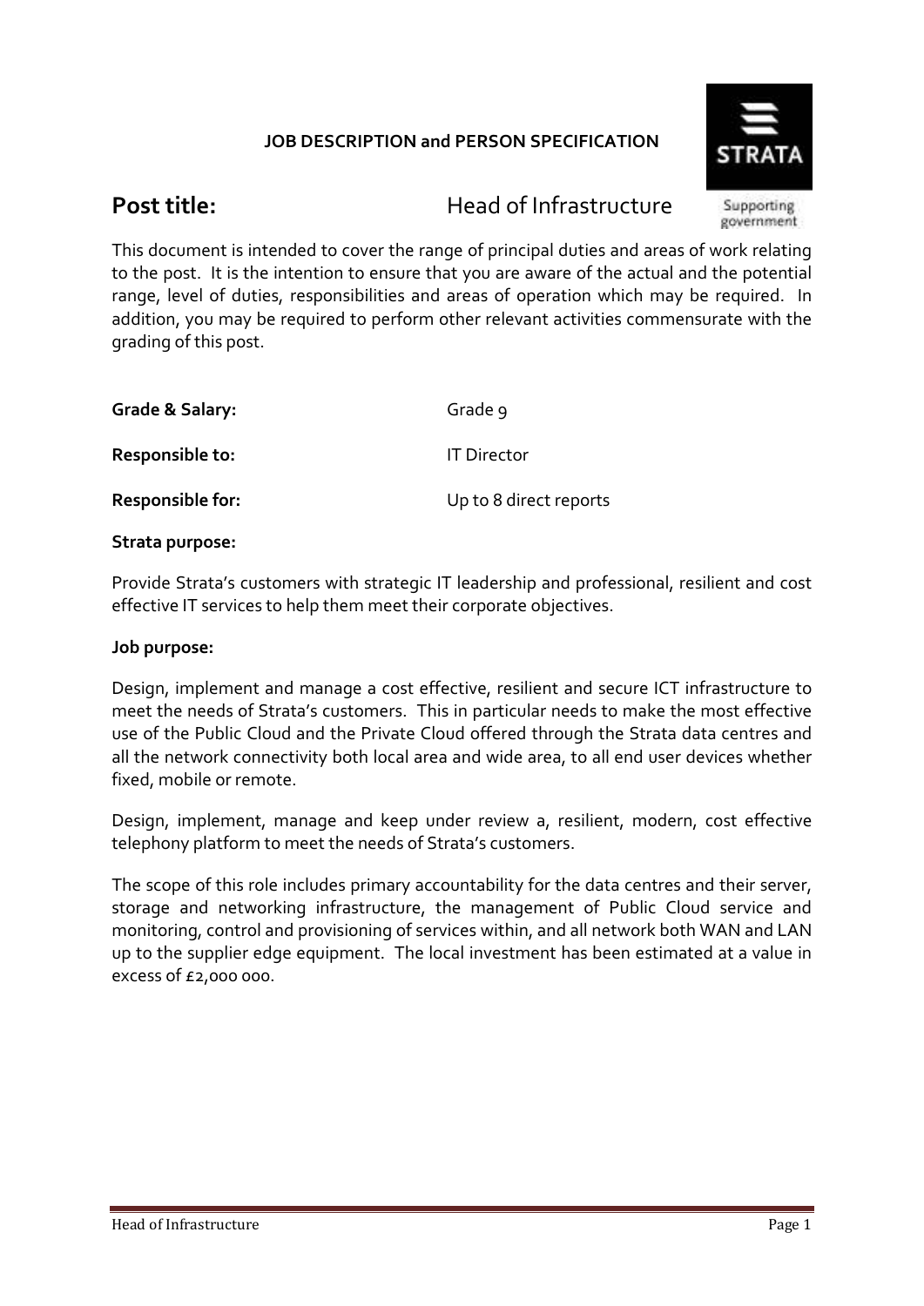**JOB DESCRIPTION and PERSON SPECIFICATION**

# Post title: Head of Infrastructure

This document is intended to cover the range of principal duties and areas of work relating to the post. It is the intention to ensure that you are aware of the actual and the potential range, level of duties, responsibilities and areas of operation which may be required. In addition, you may be required to perform other relevant activities commensurate with the grading of this post.

| | |
|---|---|
| **Grade & Salary:** | Grade 9 |
| **Responsible to:** | IT Director |
| **Responsible for:** | Up to 8 direct reports |

**Strata purpose:**

Provide Strata's customers with strategic IT leadership and professional, resilient and cost effective IT services to help them meet their corporate objectives.

**Job purpose:**

Design, implement and manage a cost effective, resilient and secure ICT infrastructure to meet the needs of Strata's customers. This in particular needs to make the most effective use of the Public Cloud and the Private Cloud offered through the Strata data centres and all the network connectivity both local area and wide area, to all end user devices whether fixed, mobile or remote.

Design, implement, manage and keep under review a, resilient, modern, cost effective telephony platform to meet the needs of Strata's customers.

The scope of this role includes primary accountability for the data centres and their server, storage and networking infrastructure, the management of Public Cloud service and monitoring, control and provisioning of services within, and all network both WAN and LAN up to the supplier edge equipment. The local investment has been estimated at a value in excess of £2,000 000.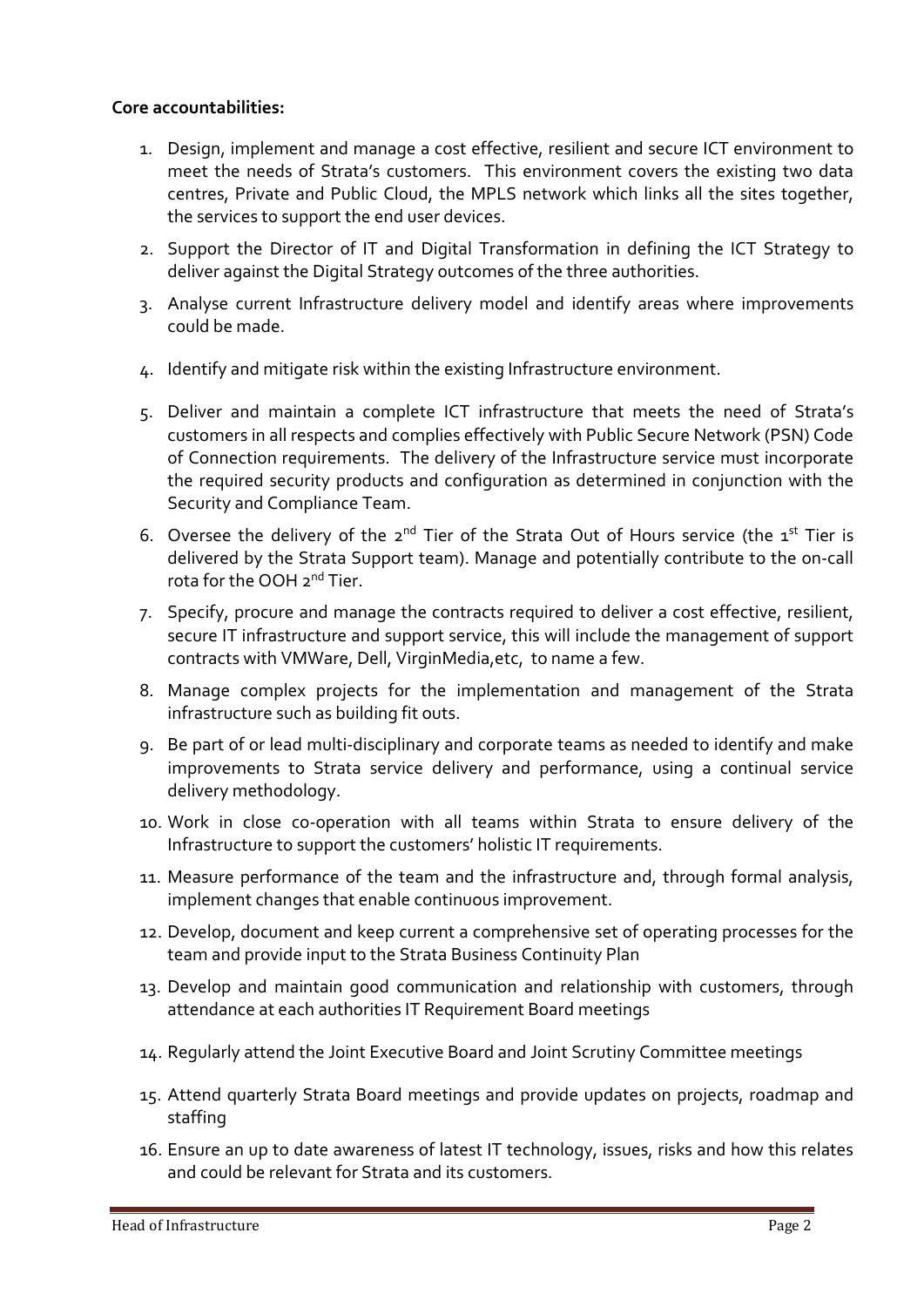**Core accountabilities:**

1. Design, implement and manage a cost effective, resilient and secure ICT environment to meet the needs of Strata's customers. This environment covers the existing two data centres, Private and Public Cloud, the MPLS network which links all the sites together, the services to support the end user devices.
2. Support the Director of IT and Digital Transformation in defining the ICT Strategy to deliver against the Digital Strategy outcomes of the three authorities.
3. Analyse current Infrastructure delivery model and identify areas where improvements could be made.
4. Identify and mitigate risk within the existing Infrastructure environment.
5. Deliver and maintain a complete ICT infrastructure that meets the need of Strata's customers in all respects and complies effectively with Public Secure Network (PSN) Code of Connection requirements. The delivery of the Infrastructure service must incorporate the required security products and configuration as determined in conjunction with the Security and Compliance Team.
6. Oversee the delivery of the 2nd Tier of the Strata Out of Hours service (the 1st Tier is delivered by the Strata Support team). Manage and potentially contribute to the on-call rota for the OOH 2nd Tier.
7. Specify, procure and manage the contracts required to deliver a cost effective, resilient, secure IT infrastructure and support service, this will include the management of support contracts with VMWare, Dell, VirginMedia,etc, to name a few.
8. Manage complex projects for the implementation and management of the Strata infrastructure such as building fit outs.
9. Be part of or lead multi-disciplinary and corporate teams as needed to identify and make improvements to Strata service delivery and performance, using a continual service delivery methodology.
10. Work in close co-operation with all teams within Strata to ensure delivery of the Infrastructure to support the customers' holistic IT requirements.
11. Measure performance of the team and the infrastructure and, through formal analysis, implement changes that enable continuous improvement.
12. Develop, document and keep current a comprehensive set of operating processes for the team and provide input to the Strata Business Continuity Plan
13. Develop and maintain good communication and relationship with customers, through attendance at each authorities IT Requirement Board meetings
14. Regularly attend the Joint Executive Board and Joint Scrutiny Committee meetings
15. Attend quarterly Strata Board meetings and provide updates on projects, roadmap and staffing
16. Ensure an up to date awareness of latest IT technology, issues, risks and how this relates and could be relevant for Strata and its customers.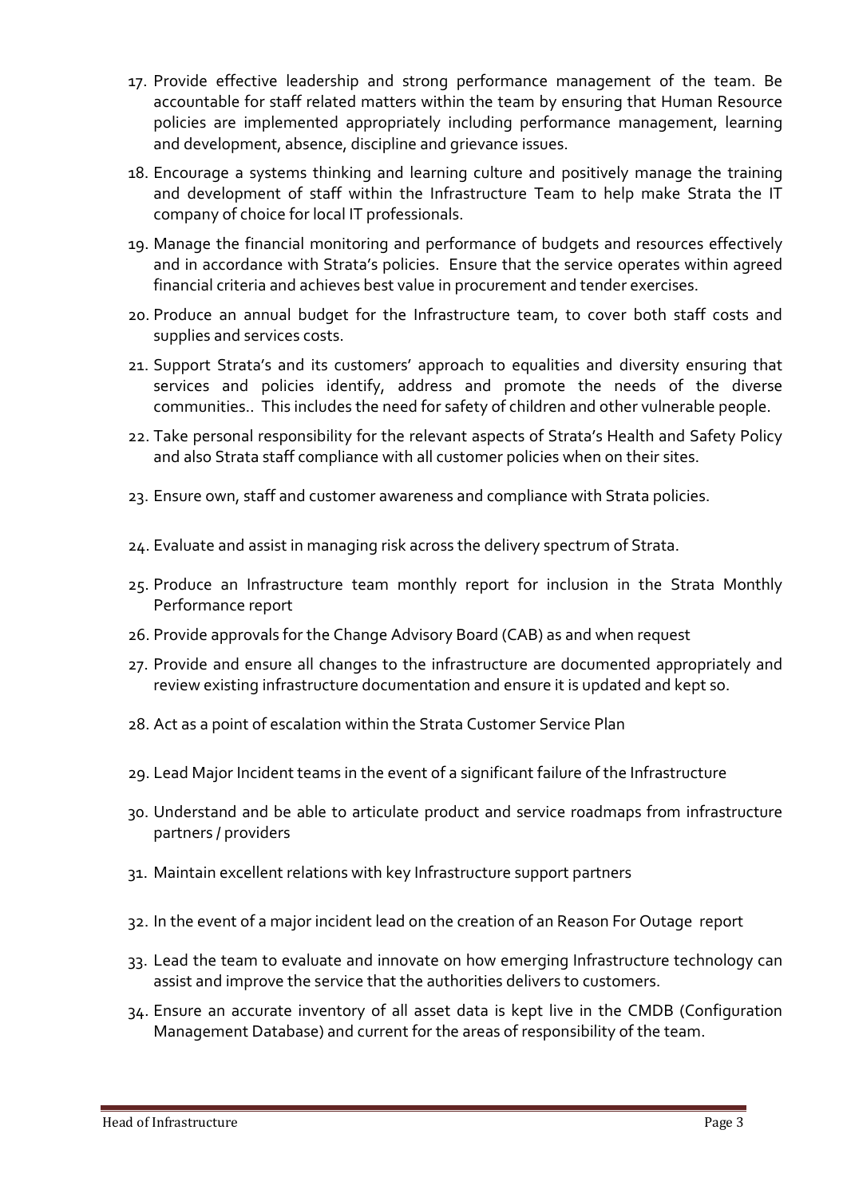17. Provide effective leadership and strong performance management of the team. Be accountable for staff related matters within the team by ensuring that Human Resource policies are implemented appropriately including performance management, learning and development, absence, discipline and grievance issues.
18. Encourage a systems thinking and learning culture and positively manage the training and development of staff within the Infrastructure Team to help make Strata the IT company of choice for local IT professionals.
19. Manage the financial monitoring and performance of budgets and resources effectively and in accordance with Strata's policies. Ensure that the service operates within agreed financial criteria and achieves best value in procurement and tender exercises.
20. Produce an annual budget for the Infrastructure team, to cover both staff costs and supplies and services costs.
21. Support Strata's and its customers' approach to equalities and diversity ensuring that services and policies identify, address and promote the needs of the diverse communities.. This includes the need for safety of children and other vulnerable people.
22. Take personal responsibility for the relevant aspects of Strata's Health and Safety Policy and also Strata staff compliance with all customer policies when on their sites.
23. Ensure own, staff and customer awareness and compliance with Strata policies.
24. Evaluate and assist in managing risk across the delivery spectrum of Strata.
25. Produce an Infrastructure team monthly report for inclusion in the Strata Monthly Performance report
26. Provide approvals for the Change Advisory Board (CAB) as and when request
27. Provide and ensure all changes to the infrastructure are documented appropriately and review existing infrastructure documentation and ensure it is updated and kept so.
28. Act as a point of escalation within the Strata Customer Service Plan
29. Lead Major Incident teams in the event of a significant failure of the Infrastructure
30. Understand and be able to articulate product and service roadmaps from infrastructure partners / providers
31. Maintain excellent relations with key Infrastructure support partners
32. In the event of a major incident lead on the creation of an Reason For Outage report
33. Lead the team to evaluate and innovate on how emerging Infrastructure technology can assist and improve the service that the authorities delivers to customers.
34. Ensure an accurate inventory of all asset data is kept live in the CMDB (Configuration Management Database) and current for the areas of responsibility of the team.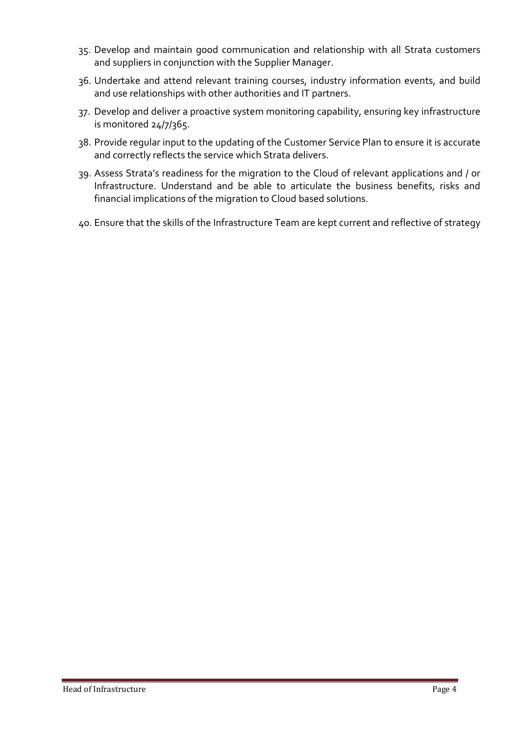35. Develop and maintain good communication and relationship with all Strata customers and suppliers in conjunction with the Supplier Manager.
36. Undertake and attend relevant training courses, industry information events, and build and use relationships with other authorities and IT partners.
37. Develop and deliver a proactive system monitoring capability, ensuring key infrastructure is monitored 24/7/365.
38. Provide regular input to the updating of the Customer Service Plan to ensure it is accurate and correctly reflects the service which Strata delivers.
39. Assess Strata's readiness for the migration to the Cloud of relevant applications and / or Infrastructure. Understand and be able to articulate the business benefits, risks and financial implications of the migration to Cloud based solutions.
40. Ensure that the skills of the Infrastructure Team are kept current and reflective of strategy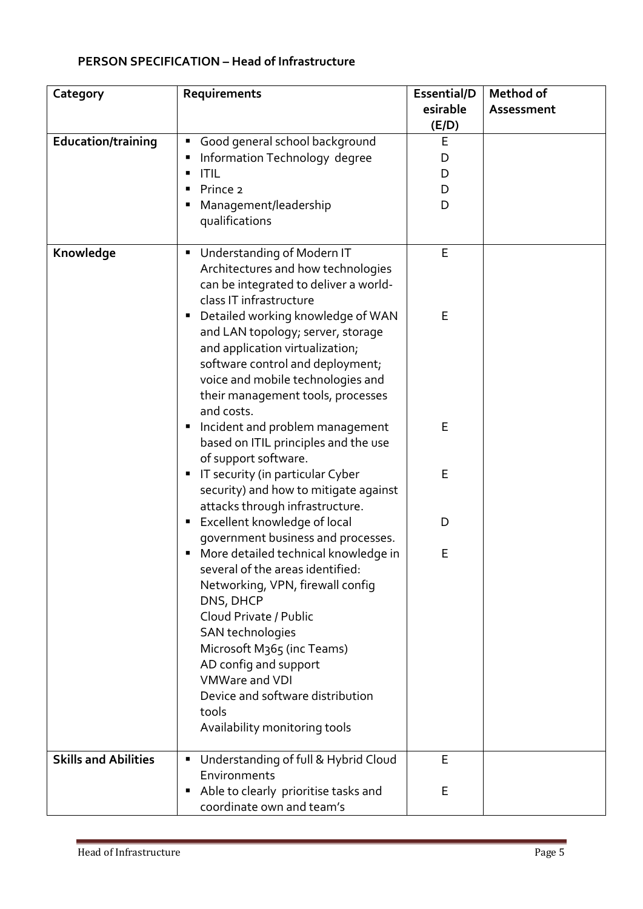## PERSON SPECIFICATION – Head of Infrastructure

| Category | Requirements | Essential/Desirable (E/D) | Method of Assessment |
|---|---|---|---|
| **Education/training** | ▪ Good general school background<br>▪ Information Technology degree<br>▪ ITIL<br>▪ Prince 2<br>▪ Management/leadership qualifications | E<br>D<br>D<br>D<br>D | |
| **Knowledge** | ▪ Understanding of Modern IT Architectures and how technologies can be integrated to deliver a world-class IT infrastructure | E | |
| | ▪ Detailed working knowledge of WAN and LAN topology; server, storage and application virtualization; software control and deployment; voice and mobile technologies and their management tools, processes and costs. | E | |
| | ▪ Incident and problem management based on ITIL principles and the use of support software. | E | |
| | ▪ IT security (in particular Cyber security) and how to mitigate against attacks through infrastructure. | E | |
| | ▪ Excellent knowledge of local government business and processes. | D | |
| | ▪ More detailed technical knowledge in several of the areas identified:<br>Networking, VPN, firewall config<br>DNS, DHCP<br>Cloud Private / Public<br>SAN technologies<br>Microsoft M365 (inc Teams)<br>AD config and support<br>VMWare and VDI<br>Device and software distribution tools<br>Availability monitoring tools | E | |
| **Skills and Abilities** | ▪ Understanding of full & Hybrid Cloud Environments | E | |
| | ▪ Able to clearly prioritise tasks and coordinate own and team's | E | |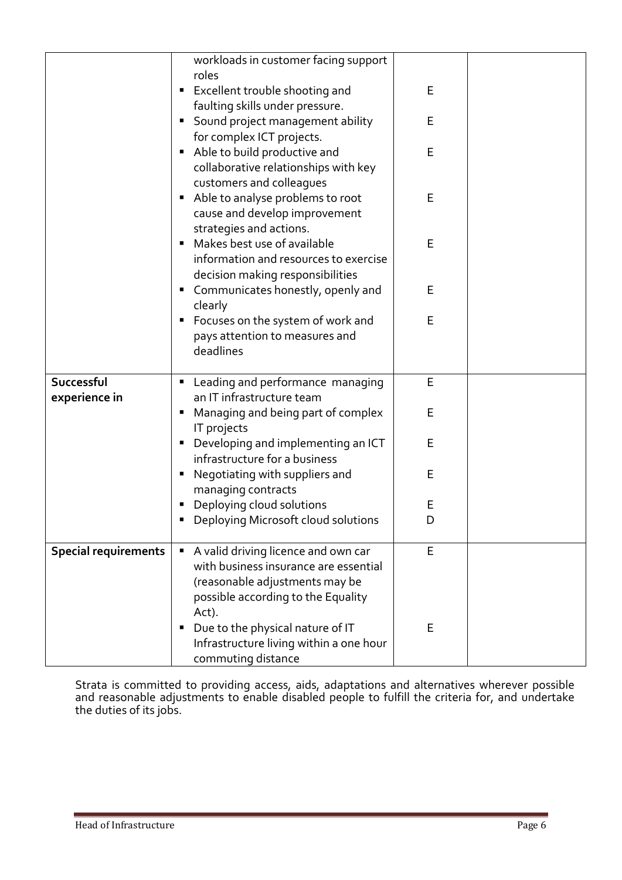| | | | |
|---|---|---|---|
| | workloads in customer facing support roles<br>▪ Excellent trouble shooting and faulting skills under pressure.<br>▪ Sound project management ability for complex ICT projects.<br>▪ Able to build productive and collaborative relationships with key customers and colleagues<br>▪ Able to analyse problems to root cause and develop improvement strategies and actions.<br>▪ Makes best use of available information and resources to exercise decision making responsibilities<br>▪ Communicates honestly, openly and clearly<br>▪ Focuses on the system of work and pays attention to measures and deadlines | <br>E<br>E<br>E<br>E<br>E<br>E<br>E | |
| **Successful experience in** | ▪ Leading and performance managing an IT infrastructure team<br>▪ Managing and being part of complex IT projects<br>▪ Developing and implementing an ICT infrastructure for a business<br>▪ Negotiating with suppliers and managing contracts<br>▪ Deploying cloud solutions<br>▪ Deploying Microsoft cloud solutions | E<br>E<br>E<br>E<br>E<br>D | |
| **Special requirements** | ▪ A valid driving licence and own car with business insurance are essential (reasonable adjustments may be possible according to the Equality Act).<br>▪ Due to the physical nature of IT Infrastructure living within a one hour commuting distance | E<br>E | |

Strata is committed to providing access, aids, adaptations and alternatives wherever possible and reasonable adjustments to enable disabled people to fulfill the criteria for, and undertake the duties of its jobs.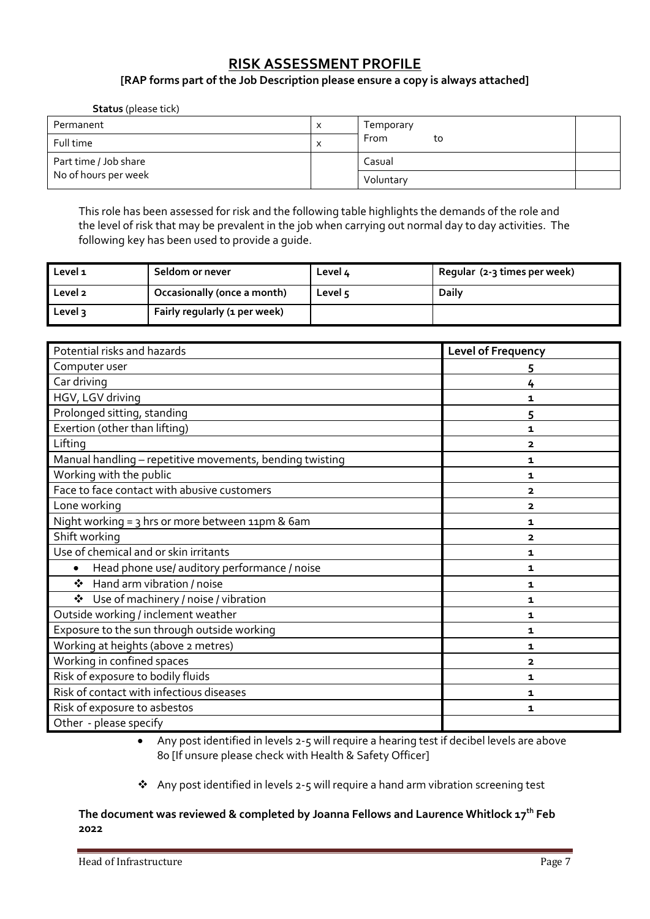# RISK ASSESSMENT PROFILE

**[RAP forms part of the Job Description please ensure a copy is always attached]**

**Status** (please tick)

| | | | |
|---|---|---|---|
| Permanent | x | Temporary<br>From to | |
| Full time | x | | |
| Part time / Job share<br>No of hours per week | | Casual | |
| | | Voluntary | |

This role has been assessed for risk and the following table highlights the demands of the role and the level of risk that may be prevalent in the job when carrying out normal day to day activities. The following key has been used to provide a guide.

| | | | |
|---|---|---|---|
| **Level 1** | **Seldom or never** | **Level 4** | **Regular (2-3 times per week)** |
| **Level 2** | **Occasionally (once a month)** | **Level 5** | **Daily** |
| **Level 3** | **Fairly regularly (1 per week)** | | |

| Potential risks and hazards | **Level of Frequency** |
|---|---|
| Computer user | **5** |
| Car driving | **4** |
| HGV, LGV driving | **1** |
| Prolonged sitting, standing | **5** |
| Exertion (other than lifting) | **1** |
| Lifting | **2** |
| Manual handling – repetitive movements, bending twisting | **1** |
| Working with the public | **1** |
| Face to face contact with abusive customers | **2** |
| Lone working | **2** |
| Night working = 3 hrs or more between 11pm & 6am | **1** |
| Shift working | **2** |
| Use of chemical and or skin irritants | **1** |
| • Head phone use/ auditory performance / noise | **1** |
| ❖ Hand arm vibration / noise | **1** |
| ❖ Use of machinery / noise / vibration | **1** |
| Outside working / inclement weather | **1** |
| Exposure to the sun through outside working | **1** |
| Working at heights (above 2 metres) | **1** |
| Working in confined spaces | **2** |
| Risk of exposure to bodily fluids | **1** |
| Risk of contact with infectious diseases | **1** |
| Risk of exposure to asbestos | **1** |
| Other - please specify | |

- Any post identified in levels 2-5 will require a hearing test if decibel levels are above 80 [If unsure please check with Health & Safety Officer]

❖ Any post identified in levels 2-5 will require a hand arm vibration screening test

**The document was reviewed & completed by Joanna Fellows and Laurence Whitlock 17th Feb 2022**